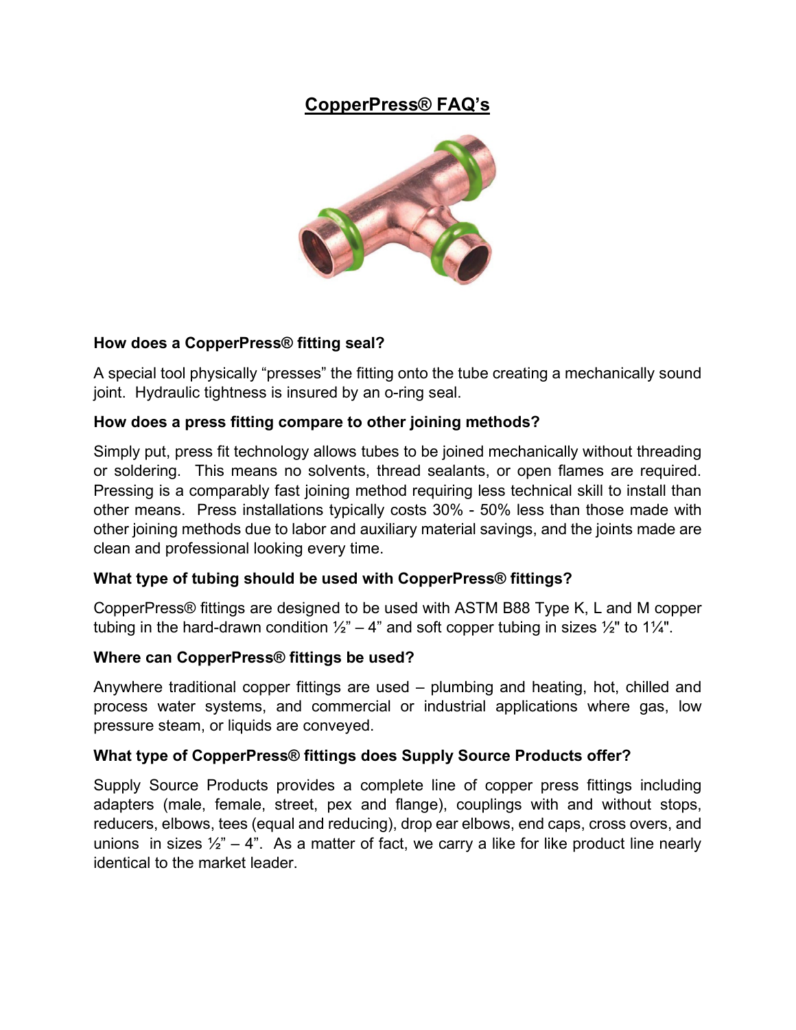# CopperPress® FAQ's

### How does a CopperPress® fitting seal?

A special tool physically "presses" the fitting onto the tube creating a mechanically sound joint. Hydraulic tightness is insured by an o-ring seal.

### How does a press fitting compare to other joining methods?

Simply put, press fit technology allows tubes to be joined mechanically without threading or soldering. This means no solvents, thread sealants, or open flames are required. Pressing is a comparably fast joining method requiring less technical skill to install than other means. Press installations typically costs 30% - 50% less than those made with other joining methods due to labor and auxiliary material savings, and the joints made are clean and professional looking every time.

### What type of tubing should be used with CopperPress® fittings?

CopperPress® fittings are designed to be used with ASTM B88 Type K, L and M copper tubing in the hard-drawn condition ½" – 4" and soft copper tubing in sizes ½" to 1¼".

### Where can CopperPress® fittings be used?

Anywhere traditional copper fittings are used – plumbing and heating, hot, chilled and process water systems, and commercial or industrial applications where gas, low pressure steam, or liquids are conveyed.

### What type of CopperPress® fittings does Supply Source Products offer?

Supply Source Products provides a complete line of copper press fittings including adapters (male, female, street, pex and flange), couplings with and without stops, reducers, elbows, tees (equal and reducing), drop ear elbows, end caps, cross overs, and unions in sizes ½" – 4". As a matter of fact, we carry a like for like product line nearly identical to the market leader.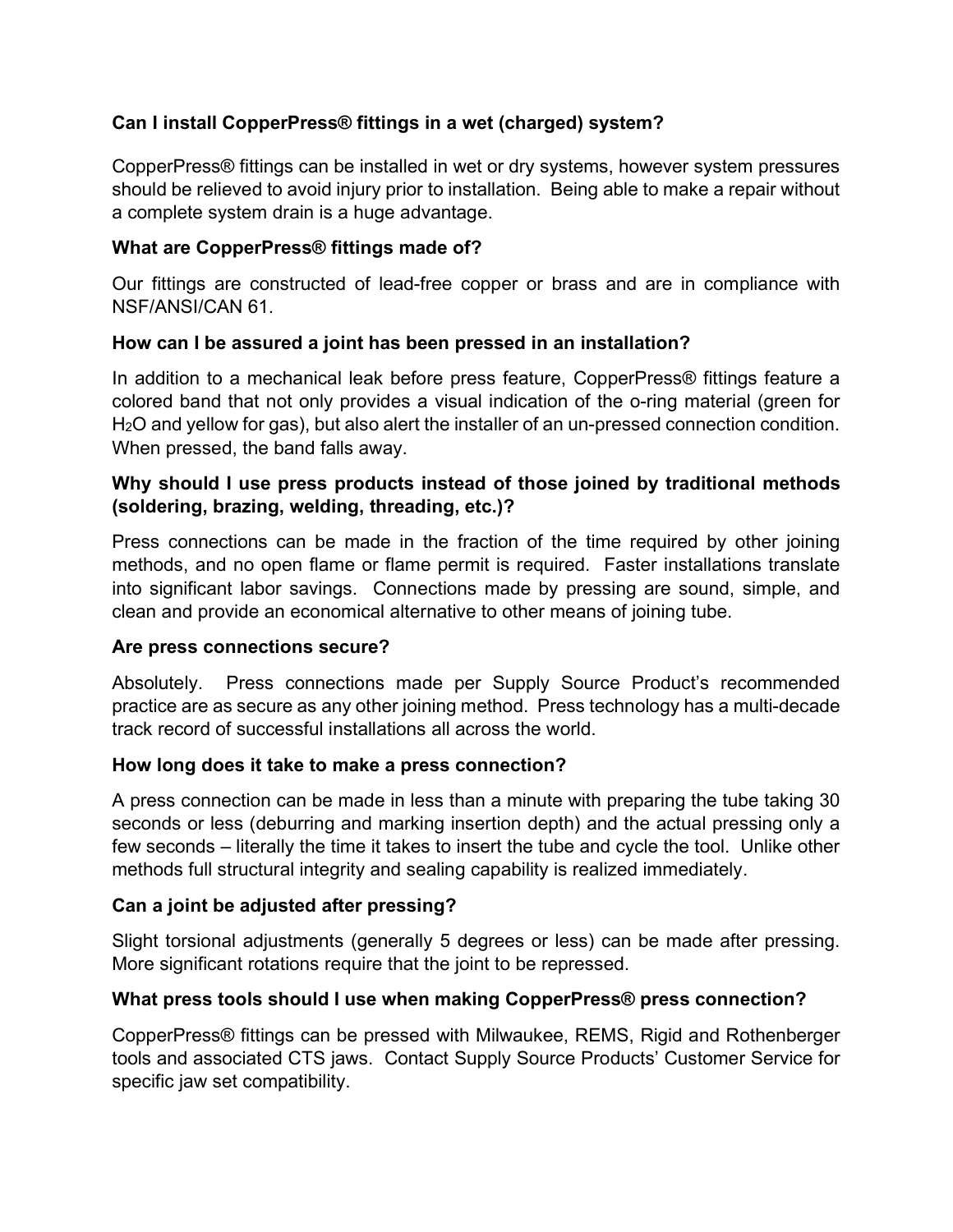### Can I install CopperPress® fittings in a wet (charged) system?

CopperPress® fittings can be installed in wet or dry systems, however system pressures should be relieved to avoid injury prior to installation. Being able to make a repair without a complete system drain is a huge advantage.

### What are CopperPress® fittings made of?

Our fittings are constructed of lead-free copper or brass and are in compliance with NSF/ANSI/CAN 61.

### How can I be assured a joint has been pressed in an installation?

In addition to a mechanical leak before press feature, CopperPress® fittings feature a colored band that not only provides a visual indication of the o-ring material (green for $H_2O$ and yellow for gas), but also alert the installer of an un-pressed connection condition. When pressed, the band falls away.

### Why should I use press products instead of those joined by traditional methods (soldering, brazing, welding, threading, etc.)?

Press connections can be made in the fraction of the time required by other joining methods, and no open flame or flame permit is required. Faster installations translate into significant labor savings. Connections made by pressing are sound, simple, and clean and provide an economical alternative to other means of joining tube.

### Are press connections secure?

Absolutely. Press connections made per Supply Source Product's recommended practice are as secure as any other joining method. Press technology has a multi-decade track record of successful installations all across the world.

### How long does it take to make a press connection?

A press connection can be made in less than a minute with preparing the tube taking 30 seconds or less (deburring and marking insertion depth) and the actual pressing only a few seconds – literally the time it takes to insert the tube and cycle the tool. Unlike other methods full structural integrity and sealing capability is realized immediately.

### Can a joint be adjusted after pressing?

Slight torsional adjustments (generally 5 degrees or less) can be made after pressing. More significant rotations require that the joint to be repressed.

### What press tools should I use when making CopperPress® press connection?

CopperPress® fittings can be pressed with Milwaukee, REMS, Rigid and Rothenberger tools and associated CTS jaws. Contact Supply Source Products' Customer Service for specific jaw set compatibility.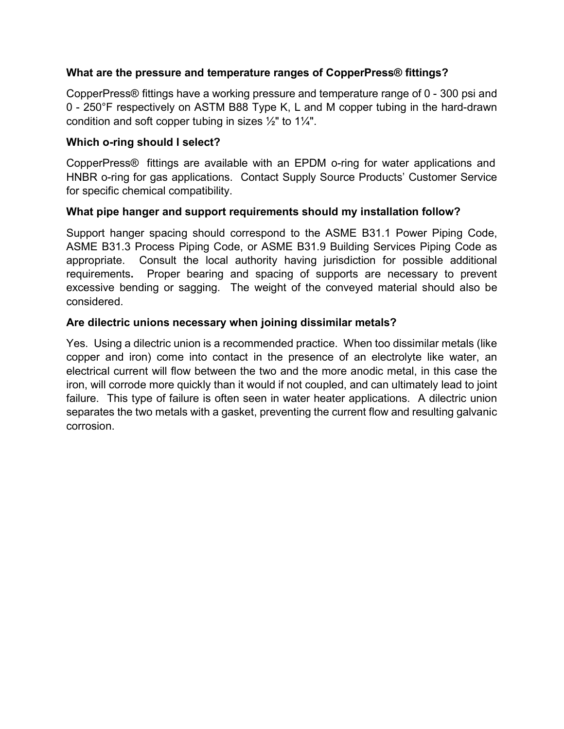**What are the pressure and temperature ranges of CopperPress® fittings?**

CopperPress® fittings have a working pressure and temperature range of 0 - 300 psi and 0 - 250°F respectively on ASTM B88 Type K, L and M copper tubing in the hard-drawn condition and soft copper tubing in sizes ½" to 1¼".

**Which o-ring should I select?**

CopperPress® fittings are available with an EPDM o-ring for water applications and HNBR o-ring for gas applications. Contact Supply Source Products' Customer Service for specific chemical compatibility.

**What pipe hanger and support requirements should my installation follow?**

Support hanger spacing should correspond to the ASME B31.1 Power Piping Code, ASME B31.3 Process Piping Code, or ASME B31.9 Building Services Piping Code as appropriate. Consult the local authority having jurisdiction for possible additional requirements**.** Proper bearing and spacing of supports are necessary to prevent excessive bending or sagging. The weight of the conveyed material should also be considered.

**Are dilectric unions necessary when joining dissimilar metals?**

Yes. Using a dilectric union is a recommended practice. When too dissimilar metals (like copper and iron) come into contact in the presence of an electrolyte like water, an electrical current will flow between the two and the more anodic metal, in this case the iron, will corrode more quickly than it would if not coupled, and can ultimately lead to joint failure. This type of failure is often seen in water heater applications. A dilectric union separates the two metals with a gasket, preventing the current flow and resulting galvanic corrosion.